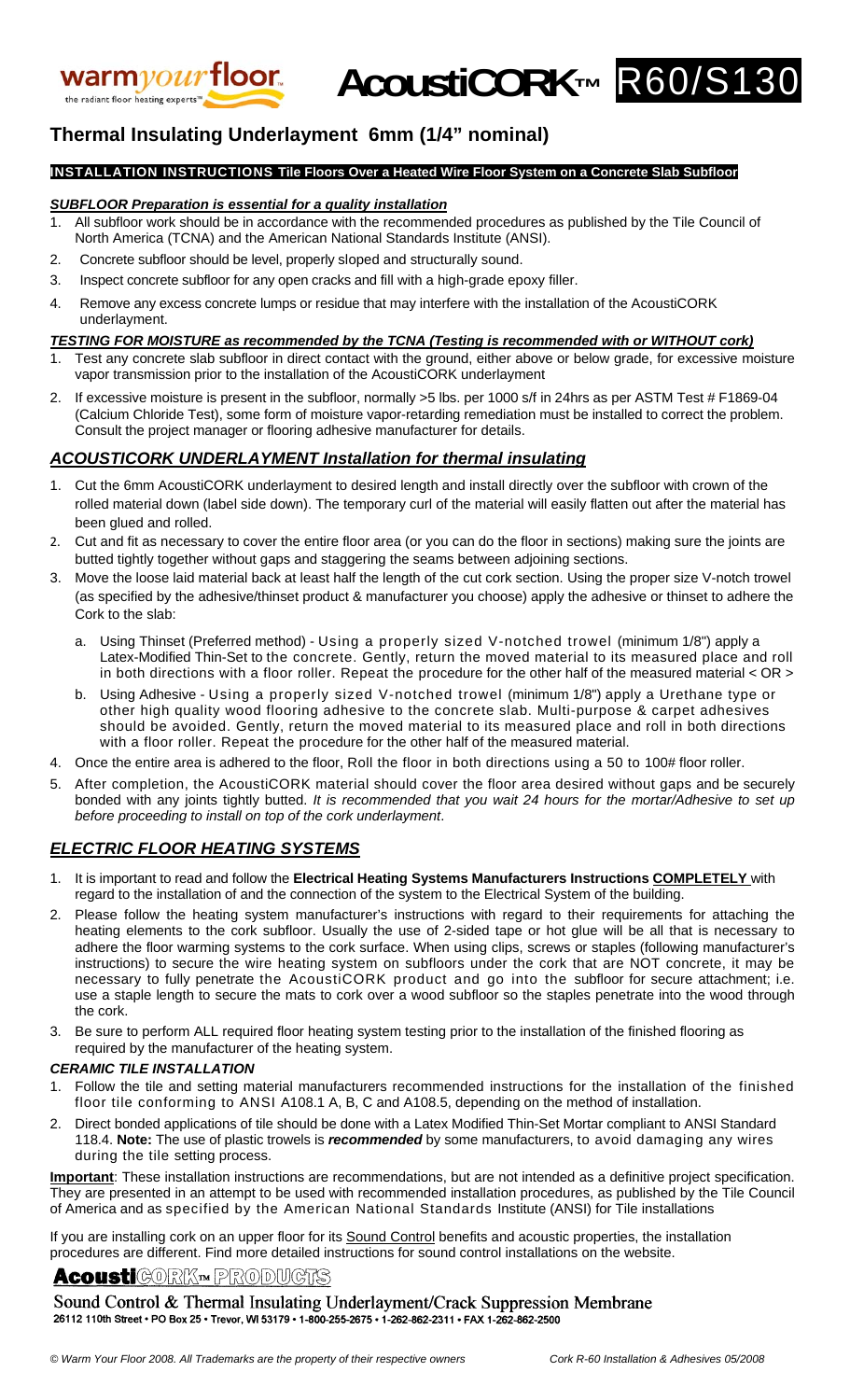warmyourfloor. the radiant floor heating experts™ **AcoustiCORK™** R60/S130

# Thermal Insulating Underlayment 6mm (1/4" nominal)

**INSTALLATION INSTRUCTIONS Tile Floors Over a Heated Wire Floor System on a Concrete Slab Subfloor**

### ***SUBFLOOR Preparation is essential for a quality installation***

1. All subfloor work should be in accordance with the recommended procedures as published by the Tile Council of North America (TCNA) and the American National Standards Institute (ANSI).
2. Concrete subfloor should be level, properly sloped and structurally sound.
3. Inspect concrete subfloor for any open cracks and fill with a high-grade epoxy filler.
4. Remove any excess concrete lumps or residue that may interfere with the installation of the AcoustiCORK underlayment.

### ***TESTING FOR MOISTURE as recommended by the TCNA (Testing is recommended with or WITHOUT cork)***

1. Test any concrete slab subfloor in direct contact with the ground, either above or below grade, for excessive moisture vapor transmission prior to the installation of the AcoustiCORK underlayment
2. If excessive moisture is present in the subfloor, normally >5 lbs. per 1000 s/f in 24hrs as per ASTM Test # F1869-04 (Calcium Chloride Test), some form of moisture vapor-retarding remediation must be installed to correct the problem. Consult the project manager or flooring adhesive manufacturer for details.

## ***ACOUSTICORK UNDERLAYMENT Installation for thermal insulating***

1. Cut the 6mm AcoustiCORK underlayment to desired length and install directly over the subfloor with crown of the rolled material down (label side down). The temporary curl of the material will easily flatten out after the material has been glued and rolled.
2. Cut and fit as necessary to cover the entire floor area (or you can do the floor in sections) making sure the joints are butted tightly together without gaps and staggering the seams between adjoining sections.
3. Move the loose laid material back at least half the length of the cut cork section. Using the proper size V-notch trowel (as specified by the adhesive/thinset product & manufacturer you choose) apply the adhesive or thinset to adhere the Cork to the slab:
   a. Using Thinset (Preferred method) - Using a properly sized V-notched trowel (minimum 1/8") apply a Latex-Modified Thin-Set to the concrete. Gently, return the moved material to its measured place and roll in both directions with a floor roller. Repeat the procedure for the other half of the measured material < OR >
   b. Using Adhesive - Using a properly sized V-notched trowel (minimum 1/8") apply a Urethane type or other high quality wood flooring adhesive to the concrete slab. Multi-purpose & carpet adhesives should be avoided. Gently, return the moved material to its measured place and roll in both directions with a floor roller. Repeat the procedure for the other half of the measured material.
4. Once the entire area is adhered to the floor, Roll the floor in both directions using a 50 to 100# floor roller.
5. After completion, the AcoustiCORK material should cover the floor area desired without gaps and be securely bonded with any joints tightly butted. *It is recommended that you wait 24 hours for the mortar/Adhesive to set up before proceeding to install on top of the cork underlayment*.

## ***ELECTRIC FLOOR HEATING SYSTEMS***

1. It is important to read and follow the **Electrical Heating Systems Manufacturers Instructions COMPLETELY** with regard to the installation of and the connection of the system to the Electrical System of the building.
2. Please follow the heating system manufacturer's instructions with regard to their requirements for attaching the heating elements to the cork subfloor. Usually the use of 2-sided tape or hot glue will be all that is necessary to adhere the floor warming systems to the cork surface. When using clips, screws or staples (following manufacturer's instructions) to secure the wire heating system on subfloors under the cork that are NOT concrete, it may be necessary to fully penetrate the AcoustiCORK product and go into the subfloor for secure attachment; i.e. use a staple length to secure the mats to cork over a wood subfloor so the staples penetrate into the wood through the cork.
3. Be sure to perform ALL required floor heating system testing prior to the installation of the finished flooring as required by the manufacturer of the heating system.

### ***CERAMIC TILE INSTALLATION***

1. Follow the tile and setting material manufacturers recommended instructions for the installation of the finished floor tile conforming to ANSI A108.1 A, B, C and A108.5, depending on the method of installation.
2. Direct bonded applications of tile should be done with a Latex Modified Thin-Set Mortar compliant to ANSI Standard 118.4. **Note:** The use of plastic trowels is ***recommended*** by some manufacturers, to avoid damaging any wires during the tile setting process.

**Important**: These installation instructions are recommendations, but are not intended as a definitive project specification. They are presented in an attempt to be used with recommended installation procedures, as published by the Tile Council of America and as specified by the American National Standards Institute (ANSI) for Tile installations

If you are installing cork on an upper floor for its Sound Control benefits and acoustic properties, the installation procedures are different. Find more detailed instructions for sound control installations on the website.

**AcoustiCORK™ PRODUCTS**

Sound Control & Thermal Insulating Underlayment/Crack Suppression Membrane
26112 110th Street • PO Box 25 • Trevor, WI 53179 • 1-800-255-2675 • 1-262-862-2311 • FAX 1-262-862-2500

*© Warm Your Floor 2008. All Trademarks are the property of their respective owners* *Cork R-60 Installation & Adhesives 05/2008*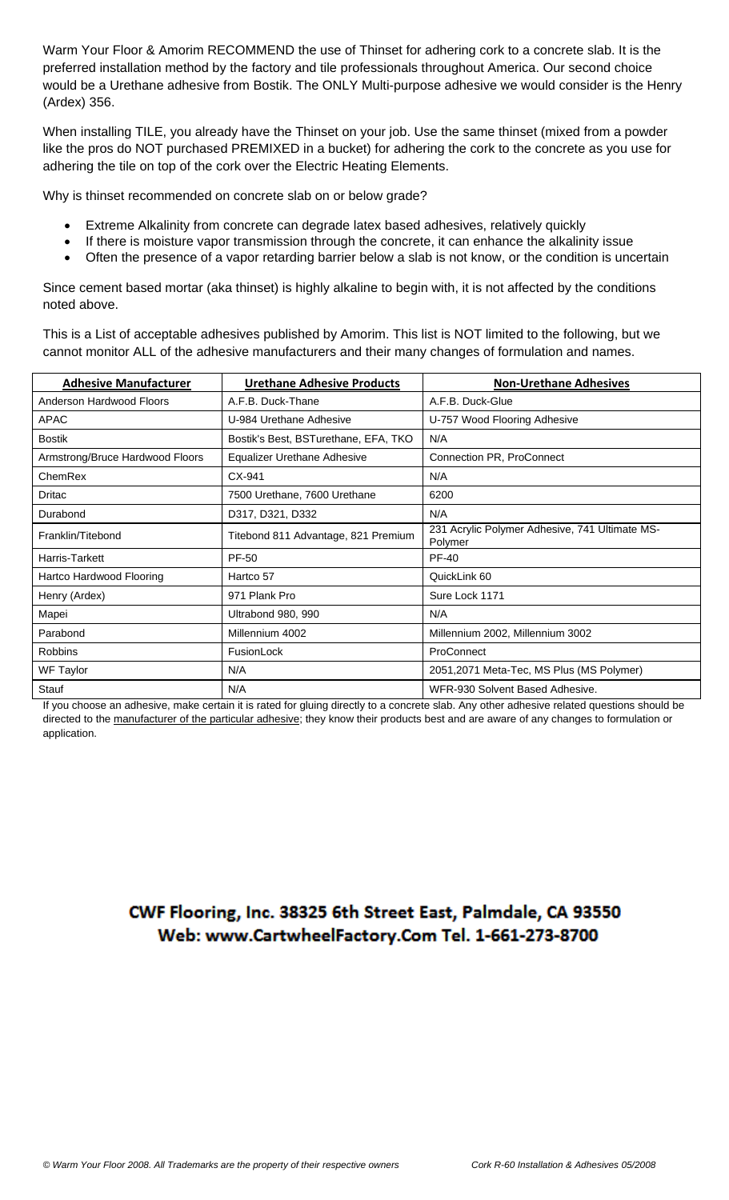Warm Your Floor & Amorim RECOMMEND the use of Thinset for adhering cork to a concrete slab. It is the preferred installation method by the factory and tile professionals throughout America. Our second choice would be a Urethane adhesive from Bostik. The ONLY Multi-purpose adhesive we would consider is the Henry (Ardex) 356.

When installing TILE, you already have the Thinset on your job. Use the same thinset (mixed from a powder like the pros do NOT purchased PREMIXED in a bucket) for adhering the cork to the concrete as you use for adhering the tile on top of the cork over the Electric Heating Elements.

Why is thinset recommended on concrete slab on or below grade?

- Extreme Alkalinity from concrete can degrade latex based adhesives, relatively quickly
- If there is moisture vapor transmission through the concrete, it can enhance the alkalinity issue
- Often the presence of a vapor retarding barrier below a slab is not know, or the condition is uncertain

Since cement based mortar (aka thinset) is highly alkaline to begin with, it is not affected by the conditions noted above.

This is a List of acceptable adhesives published by Amorim. This list is NOT limited to the following, but we cannot monitor ALL of the adhesive manufacturers and their many changes of formulation and names.

| Adhesive Manufacturer | Urethane Adhesive Products | Non-Urethane Adhesives |
|---|---|---|
| Anderson Hardwood Floors | A.F.B. Duck-Thane | A.F.B. Duck-Glue |
| APAC | U-984 Urethane Adhesive | U-757 Wood Flooring Adhesive |
| Bostik | Bostik's Best, BSTurethane, EFA, TKO | N/A |
| Armstrong/Bruce Hardwood Floors | Equalizer Urethane Adhesive | Connection PR, ProConnect |
| ChemRex | CX-941 | N/A |
| Dritac | 7500 Urethane, 7600 Urethane | 6200 |
| Durabond | D317, D321, D332 | N/A |
| Franklin/Titebond | Titebond 811 Advantage, 821 Premium | 231 Acrylic Polymer Adhesive, 741 Ultimate MS-Polymer |
| Harris-Tarkett | PF-50 | PF-40 |
| Hartco Hardwood Flooring | Hartco 57 | QuickLink 60 |
| Henry (Ardex) | 971 Plank Pro | Sure Lock 1171 |
| Mapei | Ultrabond 980, 990 | N/A |
| Parabond | Millennium 4002 | Millennium 2002, Millennium 3002 |
| Robbins | FusionLock | ProConnect |
| WF Taylor | N/A | 2051,2071 Meta-Tec, MS Plus (MS Polymer) |
| Stauf | N/A | WFR-930 Solvent Based Adhesive. |

If you choose an adhesive, make certain it is rated for gluing directly to a concrete slab. Any other adhesive related questions should be directed to the manufacturer of the particular adhesive; they know their products best and are aware of any changes to formulation or application.

**CWF Flooring, Inc. 38325 6th Street East, Palmdale, CA 93550**
**Web: www.CartwheelFactory.Com Tel. 1-661-273-8700**

*© Warm Your Floor 2008. All Trademarks are the property of their respective owners* *Cork R-60 Installation & Adhesives 05/2008*